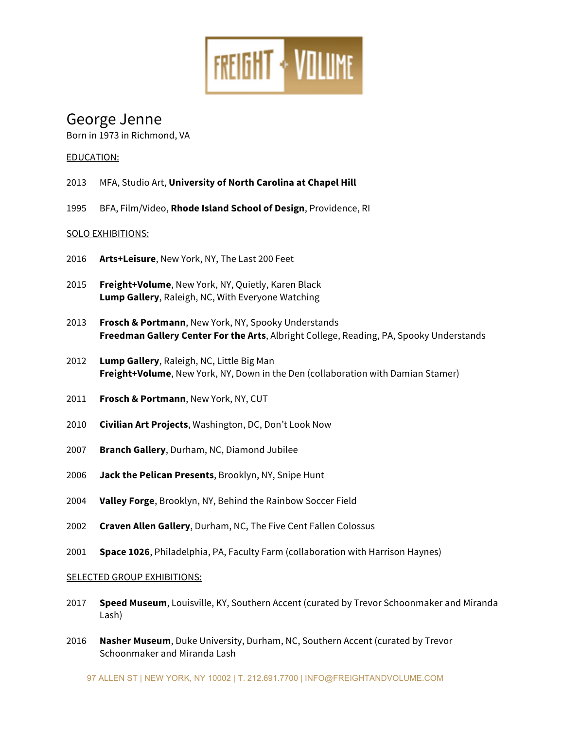# George Jenne

Born in 1973 in Richmond, VA

## EDUCATION:

2013 MFA, Studio Art, **University of North Carolina at Chapel Hill**

1995 BFA, Film/Video, **Rhode Island School of Design**, Providence, RI

## SOLO EXHIBITIONS:

2016 **Arts+Leisure**, New York, NY, The Last 200 Feet

2015 **Freight+Volume**, New York, NY, Quietly, Karen Black
**Lump Gallery**, Raleigh, NC, With Everyone Watching

2013 **Frosch & Portmann**, New York, NY, Spooky Understands
**Freedman Gallery Center For the Arts**, Albright College, Reading, PA, Spooky Understands

2012 **Lump Gallery**, Raleigh, NC, Little Big Man
**Freight+Volume**, New York, NY, Down in the Den (collaboration with Damian Stamer)

2011 **Frosch & Portmann**, New York, NY, CUT

2010 **Civilian Art Projects**, Washington, DC, Don't Look Now

2007 **Branch Gallery**, Durham, NC, Diamond Jubilee

2006 **Jack the Pelican Presents**, Brooklyn, NY, Snipe Hunt

2004 **Valley Forge**, Brooklyn, NY, Behind the Rainbow Soccer Field

2002 **Craven Allen Gallery**, Durham, NC, The Five Cent Fallen Colossus

2001 **Space 1026**, Philadelphia, PA, Faculty Farm (collaboration with Harrison Haynes)

## SELECTED GROUP EXHIBITIONS:

2017 **Speed Museum**, Louisville, KY, Southern Accent (curated by Trevor Schoonmaker and Miranda Lash)

2016 **Nasher Museum**, Duke University, Durham, NC, Southern Accent (curated by Trevor Schoonmaker and Miranda Lash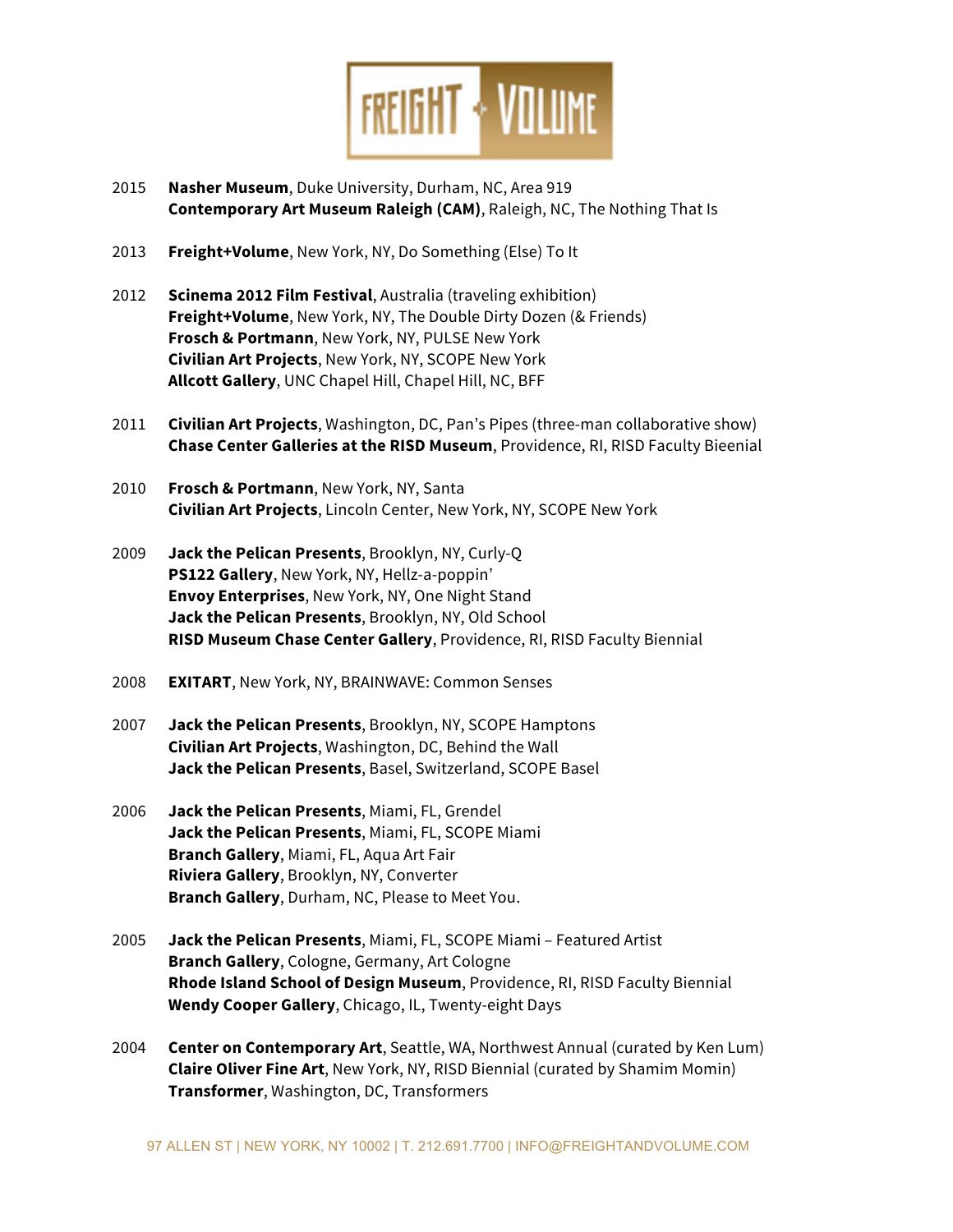2015 **Nasher Museum**, Duke University, Durham, NC, Area 919
**Contemporary Art Museum Raleigh (CAM)**, Raleigh, NC, The Nothing That Is

2013 **Freight+Volume**, New York, NY, Do Something (Else) To It

2012 **Scinema 2012 Film Festival**, Australia (traveling exhibition)
**Freight+Volume**, New York, NY, The Double Dirty Dozen (& Friends)
**Frosch & Portmann**, New York, NY, PULSE New York
**Civilian Art Projects**, New York, NY, SCOPE New York
**Allcott Gallery**, UNC Chapel Hill, Chapel Hill, NC, BFF

2011 **Civilian Art Projects**, Washington, DC, Pan's Pipes (three-man collaborative show)
**Chase Center Galleries at the RISD Museum**, Providence, RI, RISD Faculty Bieenial

2010 **Frosch & Portmann**, New York, NY, Santa
**Civilian Art Projects**, Lincoln Center, New York, NY, SCOPE New York

2009 **Jack the Pelican Presents**, Brooklyn, NY, Curly-Q
**PS122 Gallery**, New York, NY, Hellz-a-poppin'
**Envoy Enterprises**, New York, NY, One Night Stand
**Jack the Pelican Presents**, Brooklyn, NY, Old School
**RISD Museum Chase Center Gallery**, Providence, RI, RISD Faculty Biennial

2008 **EXITART**, New York, NY, BRAINWAVE: Common Senses

2007 **Jack the Pelican Presents**, Brooklyn, NY, SCOPE Hamptons
**Civilian Art Projects**, Washington, DC, Behind the Wall
**Jack the Pelican Presents**, Basel, Switzerland, SCOPE Basel

2006 **Jack the Pelican Presents**, Miami, FL, Grendel
**Jack the Pelican Presents**, Miami, FL, SCOPE Miami
**Branch Gallery**, Miami, FL, Aqua Art Fair
**Riviera Gallery**, Brooklyn, NY, Converter
**Branch Gallery**, Durham, NC, Please to Meet You.

2005 **Jack the Pelican Presents**, Miami, FL, SCOPE Miami – Featured Artist
**Branch Gallery**, Cologne, Germany, Art Cologne
**Rhode Island School of Design Museum**, Providence, RI, RISD Faculty Biennial
**Wendy Cooper Gallery**, Chicago, IL, Twenty-eight Days

2004 **Center on Contemporary Art**, Seattle, WA, Northwest Annual (curated by Ken Lum)
**Claire Oliver Fine Art**, New York, NY, RISD Biennial (curated by Shamim Momin)
**Transformer**, Washington, DC, Transformers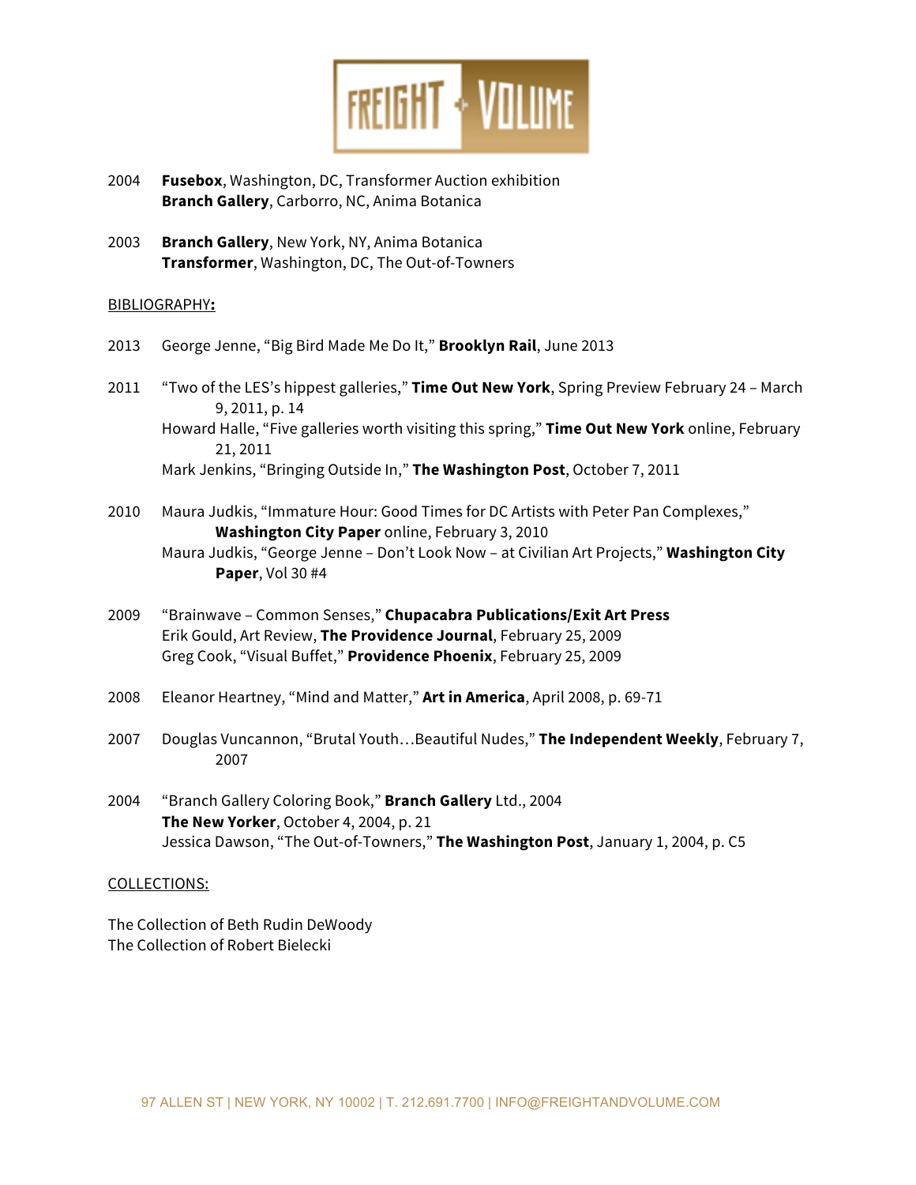2004 **Fusebox**, Washington, DC, Transformer Auction exhibition
**Branch Gallery**, Carborro, NC, Anima Botanica

2003 **Branch Gallery**, New York, NY, Anima Botanica
**Transformer**, Washington, DC, The Out-of-Towners

BIBLIOGRAPHY**:**

2013 George Jenne, "Big Bird Made Me Do It," **Brooklyn Rail**, June 2013

2011 "Two of the LES's hippest galleries," **Time Out New York**, Spring Preview February 24 – March 9, 2011, p. 14
Howard Halle, "Five galleries worth visiting this spring," **Time Out New York** online, February 21, 2011
Mark Jenkins, "Bringing Outside In," **The Washington Post**, October 7, 2011

2010 Maura Judkis, "Immature Hour: Good Times for DC Artists with Peter Pan Complexes," **Washington City Paper** online, February 3, 2010
Maura Judkis, "George Jenne – Don't Look Now – at Civilian Art Projects," **Washington City Paper**, Vol 30 #4

2009 "Brainwave – Common Senses," **Chupacabra Publications/Exit Art Press**
Erik Gould, Art Review, **The Providence Journal**, February 25, 2009
Greg Cook, "Visual Buffet," **Providence Phoenix**, February 25, 2009

2008 Eleanor Heartney, "Mind and Matter," **Art in America**, April 2008, p. 69-71

2007 Douglas Vuncannon, "Brutal Youth…Beautiful Nudes," **The Independent Weekly**, February 7, 2007

2004 "Branch Gallery Coloring Book," **Branch Gallery** Ltd., 2004
**The New Yorker**, October 4, 2004, p. 21
Jessica Dawson, "The Out-of-Towners," **The Washington Post**, January 1, 2004, p. C5

COLLECTIONS:

The Collection of Beth Rudin DeWoody
The Collection of Robert Bielecki